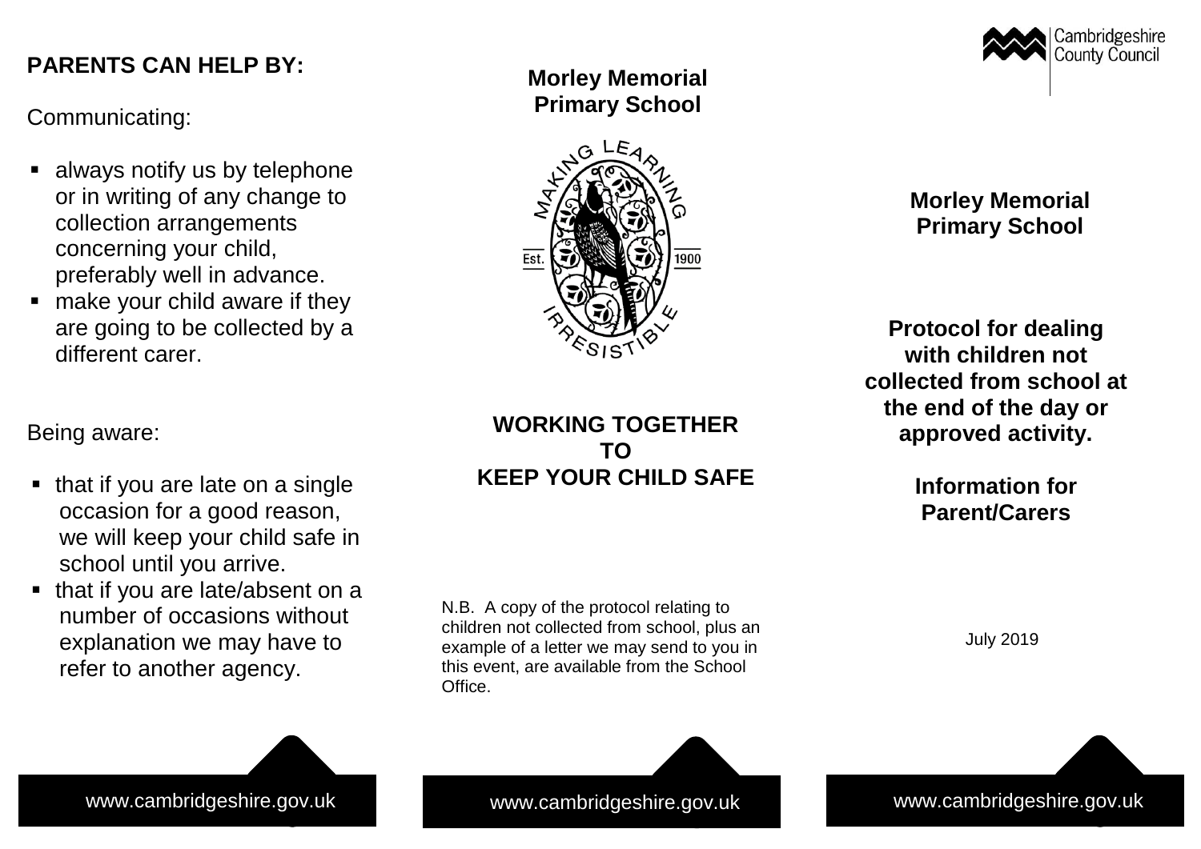## PARENTS CAN HELP BY:

Communicating:

- always notify us by telephone or in writing of any change to collection arrangements concerning your child, preferably well in advance.
- make your child aware if they are going to be collected by a different carer.

Being aware:

- that if you are late on a single occasion for a good reason, we will keep your child safe in school until you arrive.
- that if you are late/absent on a number of occasions without explanation we may have to refer to another agency.

www.cambridgeshire.gov.uk

## Morley Memorial Primary School

MAKING LEARNING IRRESISTIBLE

Est. 1900

## WORKING TOGETHER TO KEEP YOUR CHILD SAFE

N.B. A copy of the protocol relating to children not collected from school, plus an example of a letter we may send to you in this event, are available from the School Office.

www.cambridgeshire.gov.uk

Cambridgeshire County Council

## Morley Memorial Primary School

## Protocol for dealing with children not collected from school at the end of the day or approved activity.

## Information for Parent/Carers

July 2019

www.cambridgeshire.gov.uk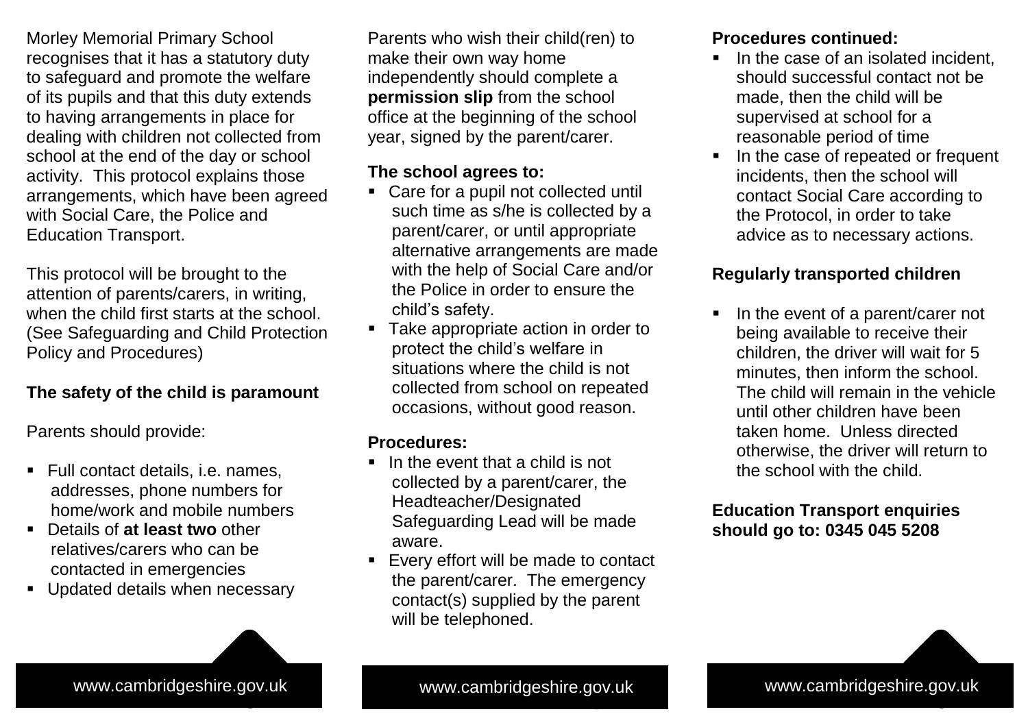Morley Memorial Primary School recognises that it has a statutory duty to safeguard and promote the welfare of its pupils and that this duty extends to having arrangements in place for dealing with children not collected from school at the end of the day or school activity. This protocol explains those arrangements, which have been agreed with Social Care, the Police and Education Transport.

This protocol will be brought to the attention of parents/carers, in writing, when the child first starts at the school. (See Safeguarding and Child Protection Policy and Procedures)

**The safety of the child is paramount**

Parents should provide:

- Full contact details, i.e. names, addresses, phone numbers for home/work and mobile numbers
- Details of **at least two** other relatives/carers who can be contacted in emergencies
- Updated details when necessary

Parents who wish their child(ren) to make their own way home independently should complete a **permission slip** from the school office at the beginning of the school year, signed by the parent/carer.

**The school agrees to:**

- Care for a pupil not collected until such time as s/he is collected by a parent/carer, or until appropriate alternative arrangements are made with the help of Social Care and/or the Police in order to ensure the child's safety.
- Take appropriate action in order to protect the child's welfare in situations where the child is not collected from school on repeated occasions, without good reason.

**Procedures:**

- In the event that a child is not collected by a parent/carer, the Headteacher/Designated Safeguarding Lead will be made aware.
- Every effort will be made to contact the parent/carer. The emergency contact(s) supplied by the parent will be telephoned.

**Procedures continued:**

- In the case of an isolated incident, should successful contact not be made, then the child will be supervised at school for a reasonable period of time
- In the case of repeated or frequent incidents, then the school will contact Social Care according to the Protocol, in order to take advice as to necessary actions.

**Regularly transported children**

- In the event of a parent/carer not being available to receive their children, the driver will wait for 5 minutes, then inform the school. The child will remain in the vehicle until other children have been taken home. Unless directed otherwise, the driver will return to the school with the child.

**Education Transport enquiries should go to: 0345 045 5208**